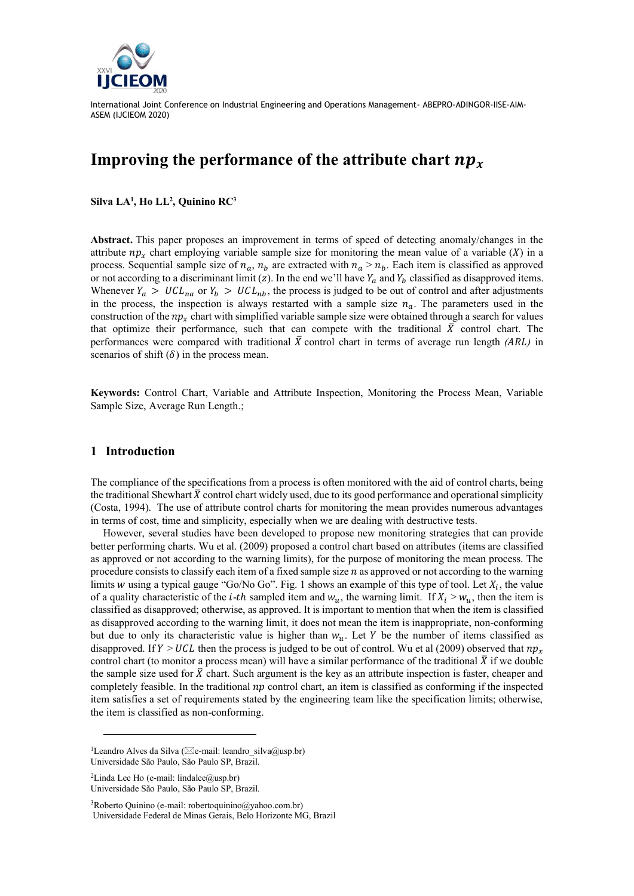# Improving the performance of the attribute chart $np_x$

**Silva LA[1], Ho LL[2], Quinino RC[3]**

**Abstract.** This paper proposes an improvement in terms of speed of detecting anomaly/changes in the attribute $np_x$ chart employing variable sample size for monitoring the mean value of a variable ($X$) in a process. Sequential sample size of $n_a$, $n_b$ are extracted with $n_a > n_b$. Each item is classified as approved or not according to a discriminant limit ($z$). In the end we'll have $Y_a$ and $Y_b$ classified as disapproved items. Whenever $Y_a > UCL_{na}$ or $Y_b > UCL_{nb}$, the process is judged to be out of control and after adjustments in the process, the inspection is always restarted with a sample size $n_a$. The parameters used in the construction of the $np_x$ chart with simplified variable sample size were obtained through a search for values that optimize their performance, such that can compete with the traditional $\bar{X}$ control chart. The performances were compared with traditional $\bar{X}$ control chart in terms of average run length *(ARL)* in scenarios of shift ($\delta$) in the process mean.

**Keywords:** Control Chart, Variable and Attribute Inspection, Monitoring the Process Mean, Variable Sample Size, Average Run Length.;

## 1 Introduction

The compliance of the specifications from a process is often monitored with the aid of control charts, being the traditional Shewhart $\bar{X}$ control chart widely used, due to its good performance and operational simplicity (Costa, 1994). The use of attribute control charts for monitoring the mean provides numerous advantages in terms of cost, time and simplicity, especially when we are dealing with destructive tests.

However, several studies have been developed to propose new monitoring strategies that can provide better performing charts. Wu et al. (2009) proposed a control chart based on attributes (items are classified as approved or not according to the warning limits), for the purpose of monitoring the mean process. The procedure consists to classify each item of a fixed sample size $n$ as approved or not according to the warning limits $w$ using a typical gauge "Go/No Go". Fig. 1 shows an example of this type of tool. Let $X_i$, the value of a quality characteristic of the $i$-$th$ sampled item and $w_u$, the warning limit. If $X_i > w_u$, then the item is classified as disapproved; otherwise, as approved. It is important to mention that when the item is classified as disapproved according to the warning limit, it does not mean the item is inappropriate, non-conforming but due to only its characteristic value is higher than $w_u$. Let $Y$ be the number of items classified as disapproved. If $Y > UCL$ then the process is judged to be out of control. Wu et al (2009) observed that $np_x$ control chart (to monitor a process mean) will have a similar performance of the traditional $\bar{X}$ if we double the sample size used for $\bar{X}$ chart. Such argument is the key as an attribute inspection is faster, cheaper and completely feasible. In the traditional $np$ control chart, an item is classified as conforming if the inspected item satisfies a set of requirements stated by the engineering team like the specification limits; otherwise, the item is classified as non-conforming.

---

[1]Leandro Alves da Silva (✉e-mail: leandro_silva@usp.br)
Universidade São Paulo, São Paulo SP, Brazil.

[2]Linda Lee Ho (e-mail: lindalee@usp.br)
Universidade São Paulo, São Paulo SP, Brazil.

[3]Roberto Quinino (e-mail: robertoquinino@yahoo.com.br)
Universidade Federal de Minas Gerais, Belo Horizonte MG, Brazil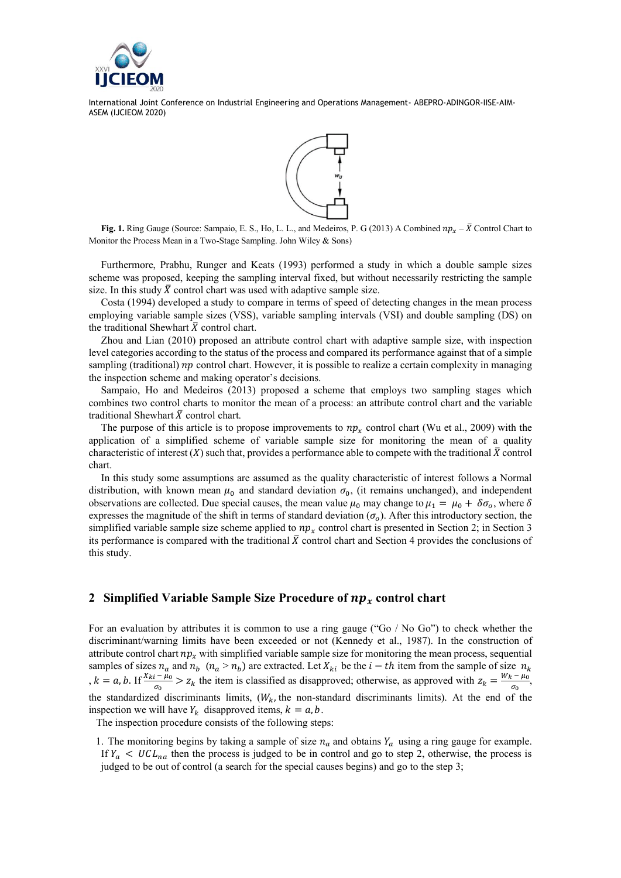**Fig. 1.** Ring Gauge (Source: Sampaio, E. S., Ho, L. L., and Medeiros, P. G (2013) A Combined $np_x - \bar{X}$ Control Chart to Monitor the Process Mean in a Two-Stage Sampling. John Wiley & Sons)

Furthermore, Prabhu, Runger and Keats (1993) performed a study in which a double sample sizes scheme was proposed, keeping the sampling interval fixed, but without necessarily restricting the sample size. In this study $\bar{X}$ control chart was used with adaptive sample size.

Costa (1994) developed a study to compare in terms of speed of detecting changes in the mean process employing variable sample sizes (VSS), variable sampling intervals (VSI) and double sampling (DS) on the traditional Shewhart $\bar{X}$ control chart.

Zhou and Lian (2010) proposed an attribute control chart with adaptive sample size, with inspection level categories according to the status of the process and compared its performance against that of a simple sampling (traditional) $np$ control chart. However, it is possible to realize a certain complexity in managing the inspection scheme and making operator's decisions.

Sampaio, Ho and Medeiros (2013) proposed a scheme that employs two sampling stages which combines two control charts to monitor the mean of a process: an attribute control chart and the variable traditional Shewhart $\bar{X}$ control chart.

The purpose of this article is to propose improvements to $np_x$ control chart (Wu et al., 2009) with the application of a simplified scheme of variable sample size for monitoring the mean of a quality characteristic of interest ($X$) such that, provides a performance able to compete with the traditional $\bar{X}$ control chart.

In this study some assumptions are assumed as the quality characteristic of interest follows a Normal distribution, with known mean $\mu_0$ and standard deviation $\sigma_0$, (it remains unchanged), and independent observations are collected. Due special causes, the mean value $\mu_0$ may change to $\mu_1 = \mu_0 + \delta\sigma_o$, where $\delta$ expresses the magnitude of the shift in terms of standard deviation ($\sigma_o$). After this introductory section, the simplified variable sample size scheme applied to $np_x$ control chart is presented in Section 2; in Section 3 its performance is compared with the traditional $\bar{X}$ control chart and Section 4 provides the conclusions of this study.

## 2 Simplified Variable Sample Size Procedure of $np_x$ control chart

For an evaluation by attributes it is common to use a ring gauge ("Go / No Go") to check whether the discriminant/warning limits have been exceeded or not (Kennedy et al., 1987). In the construction of attribute control chart $np_x$ with simplified variable sample size for monitoring the mean process, sequential samples of sizes $n_a$ and $n_b$ ($n_a > n_b$) are extracted. Let $X_{ki}$ be the $i-th$ item from the sample of size $n_k$, $k = a, b$. If $\frac{X_{ki} - \mu_0}{\sigma_0} > z_k$ the item is classified as disapproved; otherwise, as approved with $z_k = \frac{W_k - \mu_0}{\sigma_0}$, the standardized discriminants limits, ($W_k$, the non-standard discriminants limits). At the end of the inspection we will have $Y_k$ disapproved items, $k = a, b$.

The inspection procedure consists of the following steps:

1. The monitoring begins by taking a sample of size $n_a$ and obtains $Y_a$ using a ring gauge for example. If $Y_a < UCL_{na}$ then the process is judged to be in control and go to step 2, otherwise, the process is judged to be out of control (a search for the special causes begins) and go to the step 3;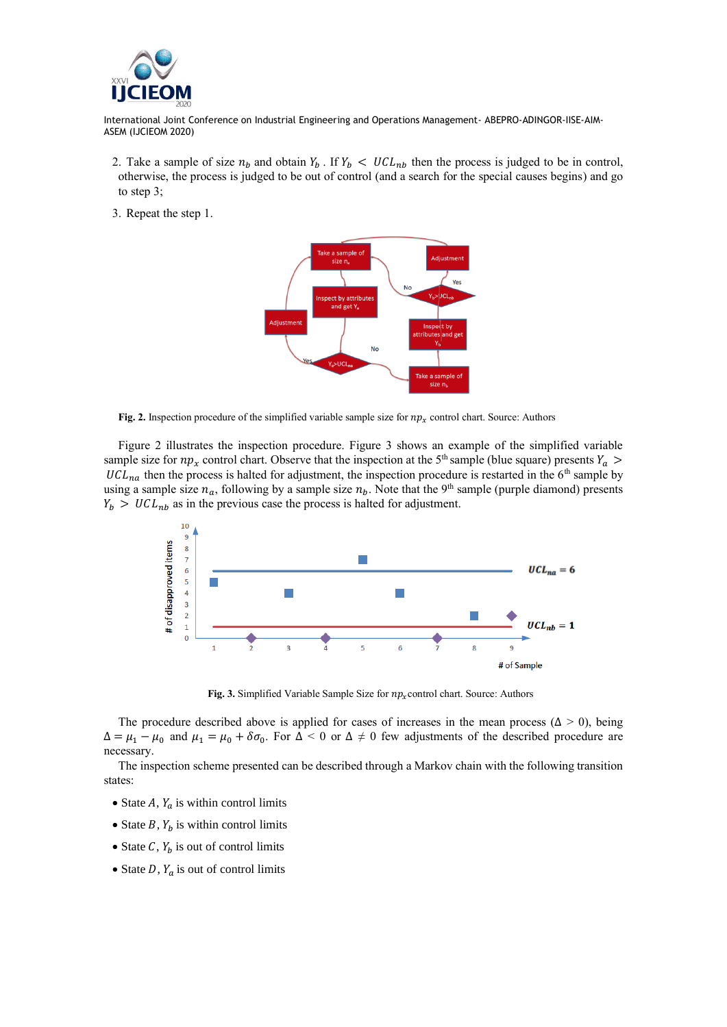2. Take a sample of size $n_b$ and obtain $Y_b$ . If $Y_b < UCL_{nb}$ then the process is judged to be in control, otherwise, the process is judged to be out of control (and a search for the special causes begins) and go to step 3;

3. Repeat the step 1.

**Fig. 2.** Inspection procedure of the simplified variable sample size for $np_x$ control chart. Source: Authors

Figure 2 illustrates the inspection procedure. Figure 3 shows an example of the simplified variable sample size for $np_x$ control chart. Observe that the inspection at the 5th sample (blue square) presents $Y_a > UCL_{na}$ then the process is halted for adjustment, the inspection procedure is restarted in the 6th sample by using a sample size $n_a$, following by a sample size $n_b$. Note that the 9th sample (purple diamond) presents $Y_b > UCL_{nb}$ as in the previous case the process is halted for adjustment.

**Fig. 3.** Simplified Variable Sample Size for $np_x$control chart. Source: Authors

The procedure described above is applied for cases of increases in the mean process ($\Delta > 0$), being $\Delta = \mu_1 - \mu_0$ and $\mu_1 = \mu_0 + \delta\sigma_0$. For $\Delta < 0$ or $\Delta \neq 0$ few adjustments of the described procedure are necessary.

The inspection scheme presented can be described through a Markov chain with the following transition states:

- State $A$, $Y_a$ is within control limits
- State $B$, $Y_b$ is within control limits
- State $C$, $Y_b$ is out of control limits
- State $D$, $Y_a$ is out of control limits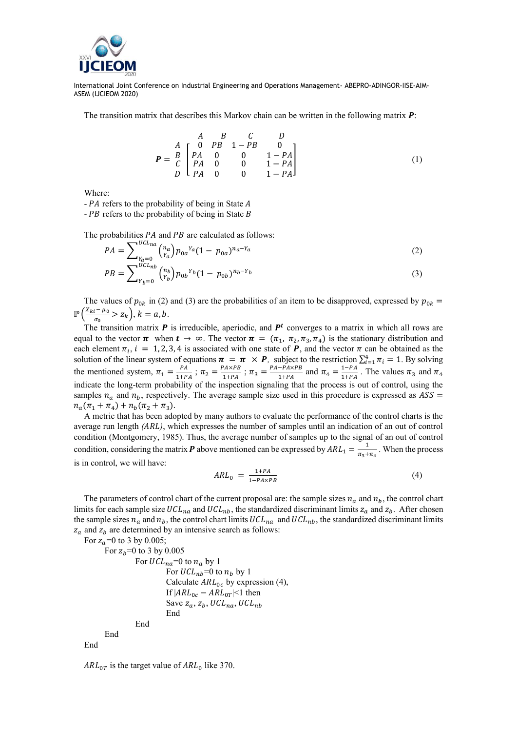The transition matrix that describes this Markov chain can be written in the following matrix $\boldsymbol{P}$:

$$\boldsymbol{P} = \begin{array}{c} \\ A \\ B \\ C \\ D \end{array} \begin{array}{c} \begin{array}{cccc} A & B & C & D \end{array} \\ \begin{bmatrix} 0 & PB & 1-PB & 0 \\ PA & 0 & 0 & 1-PA \\ PA & 0 & 0 & 1-PA \\ PA & 0 & 0 & 1-PA \end{bmatrix} \end{array} \tag{1}$$

Where:

- $PA$ refers to the probability of being in State $A$
- $PB$ refers to the probability of being in State $B$

The probabilities $PA$ and $PB$ are calculated as follows:

$$PA = \sum_{Y_a=0}^{UCL_{na}} \binom{n_a}{Y_a} {p_{0a}}^{Y_a} (1 - p_{0a})^{n_a - Y_a} \tag{2}$$

$$PB = \sum_{Y_b=0}^{UCL_{nb}} \binom{n_b}{Y_b} {p_{0b}}^{Y_b} (1 - p_{0b})^{n_b - Y_b} \tag{3}$$

The values of $p_{0k}$ in (2) and (3) are the probabilities of an item to be disapproved, expressed by $p_{0k} = \mathbb{P}\left(\frac{X_{ki} - \mu_0}{\sigma_0} > z_k\right), k = a, b$.

The transition matrix $\boldsymbol{P}$ is irreducible, aperiodic, and $\boldsymbol{P^t}$ converges to a matrix in which all rows are equal to the vector $\boldsymbol{\pi}$ when $\boldsymbol{t} \to \infty$. The vector $\boldsymbol{\pi} = (\pi_1, \pi_2, \pi_3, \pi_4)$ is the stationary distribution and each element $\pi_i$, $i = 1, 2, 3, 4$ is associated with one state of $\boldsymbol{P}$, and the vector $\pi$ can be obtained as the solution of the linear system of equations $\boldsymbol{\pi} = \boldsymbol{\pi} \times \boldsymbol{P}$, subject to the restriction $\sum_{i=1}^{4} \pi_i = 1$. By solving the mentioned system, $\pi_1 = \frac{PA}{1+PA}$ ; $\pi_2 = \frac{PA \times PB}{1+PA}$ ; $\pi_3 = \frac{PA - PA \times PB}{1+PA}$ and $\pi_4 = \frac{1-PA}{1+PA}$. The values $\pi_3$ and $\pi_4$ indicate the long-term probability of the inspection signaling that the process is out of control, using the samples $n_a$ and $n_b$, respectively. The average sample size used in this procedure is expressed as $ASS = n_a(\pi_1 + \pi_4) + n_b(\pi_2 + \pi_3)$.

A metric that has been adopted by many authors to evaluate the performance of the control charts is the average run length *(ARL)*, which expresses the number of samples until an indication of an out of control condition (Montgomery, 1985). Thus, the average number of samples up to the signal of an out of control condition, considering the matrix $\boldsymbol{P}$ above mentioned can be expressed by $ARL_1 = \frac{1}{\pi_3 + \pi_4}$. When the process is in control, we will have:

$$ARL_0 = \frac{1+PA}{1-PA \times PB} \tag{4}$$

The parameters of control chart of the current proposal are: the sample sizes $n_a$ and $n_b$, the control chart limits for each sample size $UCL_{na}$ and $UCL_{nb}$, the standardized discriminant limits $z_a$ and $z_b$. After chosen the sample sizes $n_a$ and $n_b$, the control chart limits $UCL_{na}$ and $UCL_{nb}$, the standardized discriminant limits $z_a$ and $z_b$ are determined by an intensive search as follows:

```
For z_a=0 to 3 by 0.005;
    For z_b=0 to 3 by 0.005
        For UCL_na=0 to n_a by 1
            For UCL_nb=0 to n_b by 1
            Calculate ARL_0c by expression (4),
            If |ARL_0c − ARL_0T|<1 then
            Save z_a, z_b, UCL_na, UCL_nb
            End
        End
    End
End
```

$ARL_{0T}$ is the target value of $ARL_0$ like 370.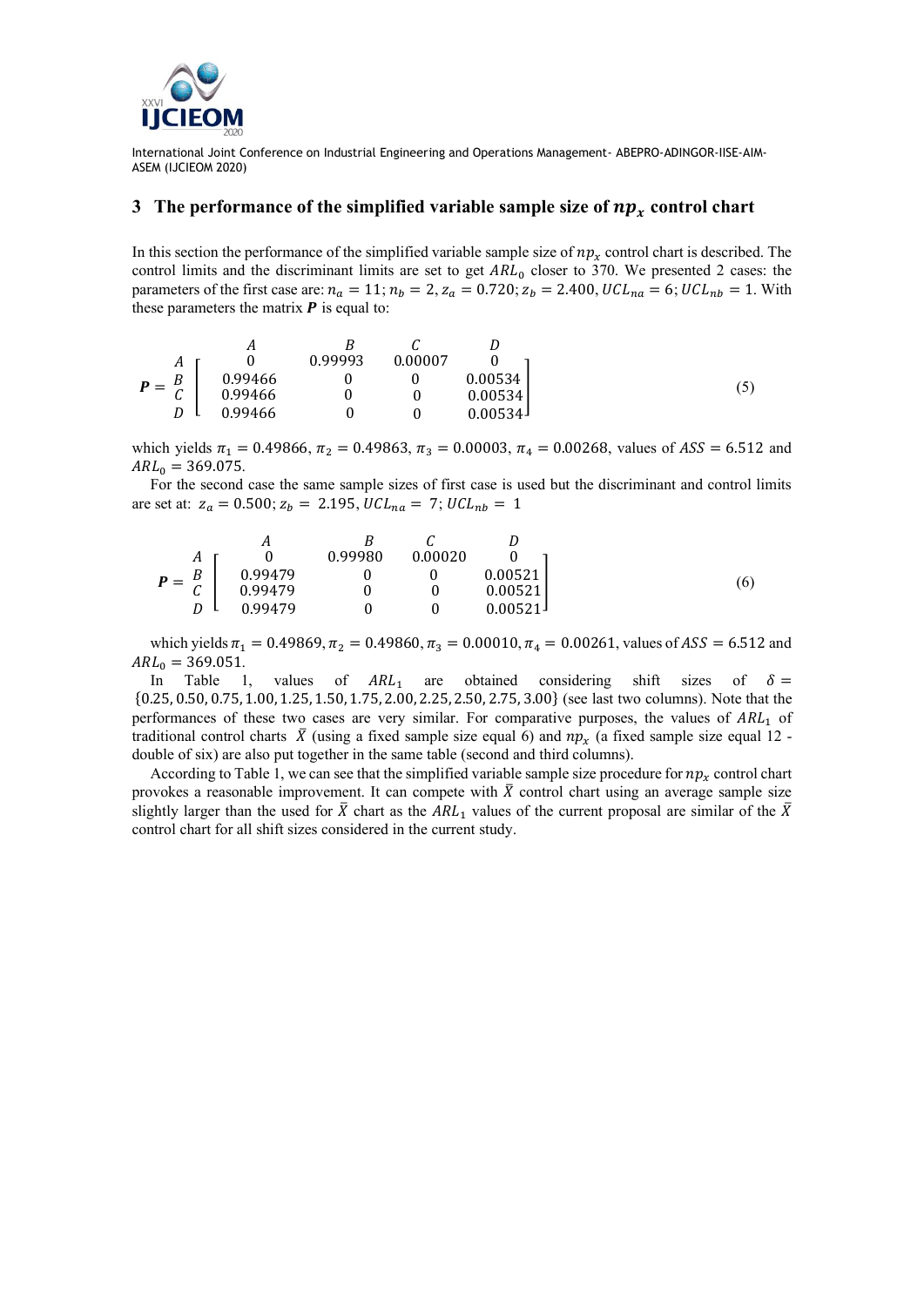## 3 The performance of the simplified variable sample size of $np_x$ control chart

In this section the performance of the simplified variable sample size of $np_x$ control chart is described. The control limits and the discriminant limits are set to get $ARL_0$ closer to 370. We presented 2 cases: the parameters of the first case are: $n_a = 11; n_b = 2, z_a = 0.720; z_b = 2.400, UCL_{na} = 6; UCL_{nb} = 1$. With these parameters the matrix $\boldsymbol{P}$ is equal to:

$$\boldsymbol{P} = \begin{array}{c} \\ A \\ B \\ C \\ D \end{array} \begin{array}{c} \begin{array}{cccc} A & B & C & D \end{array} \\ \begin{bmatrix} 0 & 0.99993 & 0.00007 & 0 \\ 0.99466 & 0 & 0 & 0.00534 \\ 0.99466 & 0 & 0 & 0.00534 \\ 0.99466 & 0 & 0 & 0.00534 \end{bmatrix} \end{array} \tag{5}$$

which yields $\pi_1 = 0.49866$, $\pi_2 = 0.49863$, $\pi_3 = 0.00003$, $\pi_4 = 0.00268$, values of $ASS = 6.512$ and $ARL_0 = 369.075$.

For the second case the same sample sizes of first case is used but the discriminant and control limits are set at: $z_a = 0.500; z_b = 2.195, UCL_{na} = 7; UCL_{nb} = 1$

$$\boldsymbol{P} = \begin{array}{c} \\ A \\ B \\ C \\ D \end{array} \begin{array}{c} \begin{array}{cccc} A & B & C & D \end{array} \\ \begin{bmatrix} 0 & 0.99980 & 0.00020 & 0 \\ 0.99479 & 0 & 0 & 0.00521 \\ 0.99479 & 0 & 0 & 0.00521 \\ 0.99479 & 0 & 0 & 0.00521 \end{bmatrix} \end{array} \tag{6}$$

which yields $\pi_1 = 0.49869$, $\pi_2 = 0.49860$, $\pi_3 = 0.00010$, $\pi_4 = 0.00261$, values of $ASS = 6.512$ and $ARL_0 = 369.051$.

In Table 1, values of $ARL_1$ are obtained considering shift sizes of $\delta = \{0.25, 0.50, 0.75, 1.00, 1.25, 1.50, 1.75, 2.00, 2.25, 2.50, 2.75, 3.00\}$ (see last two columns). Note that the performances of these two cases are very similar. For comparative purposes, the values of $ARL_1$ of traditional control charts $\bar{X}$ (using a fixed sample size equal 6) and $np_x$ (a fixed sample size equal 12 - double of six) are also put together in the same table (second and third columns).

According to Table 1, we can see that the simplified variable sample size procedure for $np_x$ control chart provokes a reasonable improvement. It can compete with $\bar{X}$ control chart using an average sample size slightly larger than the used for $\bar{X}$ chart as the $ARL_1$ values of the current proposal are similar of the $\bar{X}$ control chart for all shift sizes considered in the current study.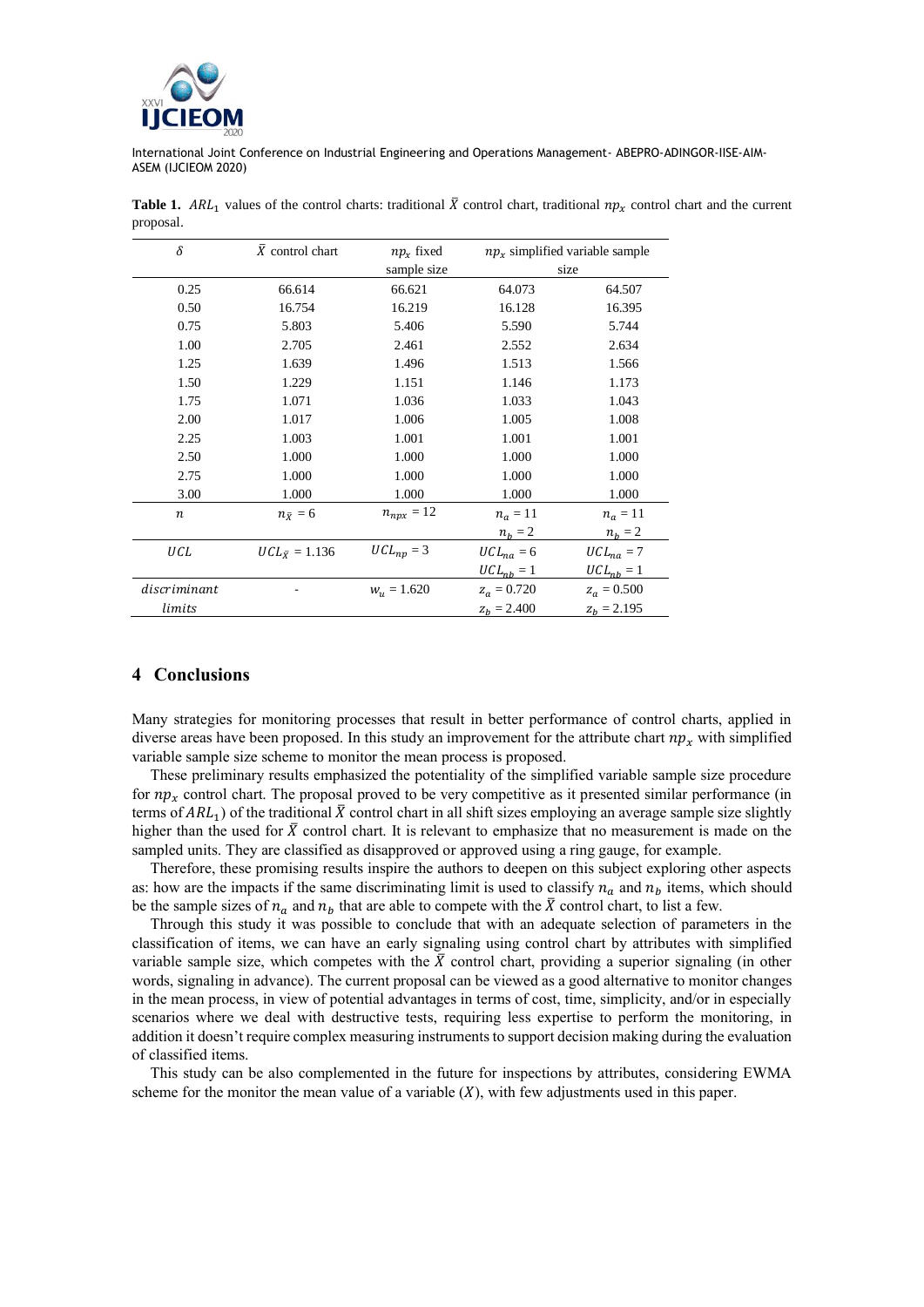**Table 1.** $ARL_1$ values of the control charts: traditional $\bar{X}$ control chart, traditional $np_x$ control chart and the current proposal.

| $\delta$ | $\bar{X}$ control chart | $np_x$ fixed sample size | $np_x$ simplified variable sample size | |
|---|---|---|---|---|
| 0.25 | 66.614 | 66.621 | 64.073 | 64.507 |
| 0.50 | 16.754 | 16.219 | 16.128 | 16.395 |
| 0.75 | 5.803 | 5.406 | 5.590 | 5.744 |
| 1.00 | 2.705 | 2.461 | 2.552 | 2.634 |
| 1.25 | 1.639 | 1.496 | 1.513 | 1.566 |
| 1.50 | 1.229 | 1.151 | 1.146 | 1.173 |
| 1.75 | 1.071 | 1.036 | 1.033 | 1.043 |
| 2.00 | 1.017 | 1.006 | 1.005 | 1.008 |
| 2.25 | 1.003 | 1.001 | 1.001 | 1.001 |
| 2.50 | 1.000 | 1.000 | 1.000 | 1.000 |
| 2.75 | 1.000 | 1.000 | 1.000 | 1.000 |
| 3.00 | 1.000 | 1.000 | 1.000 | 1.000 |
| $n$ | $n_{\bar{X}} = 6$ | $n_{npx} = 12$ | $n_a = 11$ <br> $n_b = 2$ | $n_a = 11$ <br> $n_b = 2$ |
| $UCL$ | $UCL_{\bar{X}} = 1.136$ | $UCL_{np} = 3$ | $UCL_{na} = 6$ <br> $UCL_{nb} = 1$ | $UCL_{na} = 7$ <br> $UCL_{nb} = 1$ |
| $discriminant$ $limits$ | - | $w_u = 1.620$ | $z_a = 0.720$ <br> $z_b = 2.400$ | $z_a = 0.500$ <br> $z_b = 2.195$ |

## 4 Conclusions

Many strategies for monitoring processes that result in better performance of control charts, applied in diverse areas have been proposed. In this study an improvement for the attribute chart $np_x$ with simplified variable sample size scheme to monitor the mean process is proposed.

These preliminary results emphasized the potentiality of the simplified variable sample size procedure for $np_x$ control chart. The proposal proved to be very competitive as it presented similar performance (in terms of $ARL_1$) of the traditional $\bar{X}$ control chart in all shift sizes employing an average sample size slightly higher than the used for $\bar{X}$ control chart. It is relevant to emphasize that no measurement is made on the sampled units. They are classified as disapproved or approved using a ring gauge, for example.

Therefore, these promising results inspire the authors to deepen on this subject exploring other aspects as: how are the impacts if the same discriminating limit is used to classify $n_a$ and $n_b$ items, which should be the sample sizes of $n_a$ and $n_b$ that are able to compete with the $\bar{X}$ control chart, to list a few.

Through this study it was possible to conclude that with an adequate selection of parameters in the classification of items, we can have an early signaling using control chart by attributes with simplified variable sample size, which competes with the $\bar{X}$ control chart, providing a superior signaling (in other words, signaling in advance). The current proposal can be viewed as a good alternative to monitor changes in the mean process, in view of potential advantages in terms of cost, time, simplicity, and/or in especially scenarios where we deal with destructive tests, requiring less expertise to perform the monitoring, in addition it doesn't require complex measuring instruments to support decision making during the evaluation of classified items.

This study can be also complemented in the future for inspections by attributes, considering EWMA scheme for the monitor the mean value of a variable ($X$), with few adjustments used in this paper.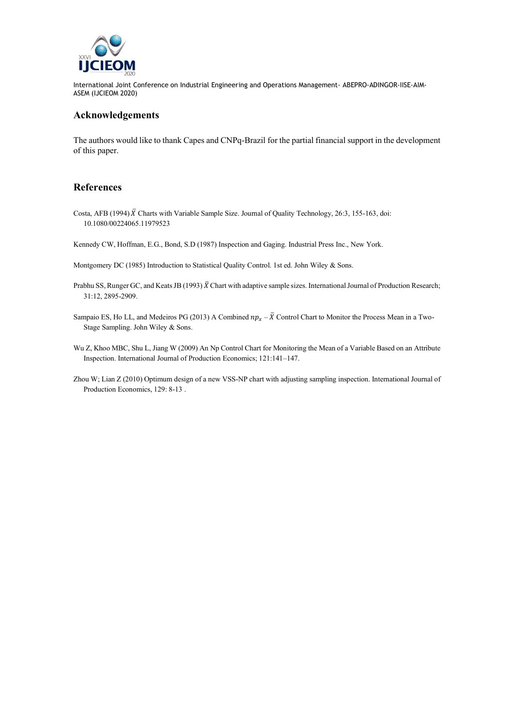## Acknowledgements

The authors would like to thank Capes and CNPq-Brazil for the partial financial support in the development of this paper.

## References

Costa, AFB (1994) $\bar{X}$ Charts with Variable Sample Size. Journal of Quality Technology, 26:3, 155-163, doi: 10.1080/00224065.11979523

Kennedy CW, Hoffman, E.G., Bond, S.D (1987) Inspection and Gaging. Industrial Press Inc., New York.

Montgomery DC (1985) Introduction to Statistical Quality Control. 1st ed. John Wiley & Sons.

Prabhu SS, Runger GC, and Keats JB (1993) $\bar{X}$ Chart with adaptive sample sizes. International Journal of Production Research; 31:12, 2895-2909.

Sampaio ES, Ho LL, and Medeiros PG (2013) A Combined $np_x - \bar{X}$ Control Chart to Monitor the Process Mean in a Two-Stage Sampling. John Wiley & Sons.

Wu Z, Khoo MBC, Shu L, Jiang W (2009) An Np Control Chart for Monitoring the Mean of a Variable Based on an Attribute Inspection. International Journal of Production Economics; 121:141–147.

Zhou W; Lian Z (2010) Optimum design of a new VSS-NP chart with adjusting sampling inspection. International Journal of Production Economics, 129: 8-13 .